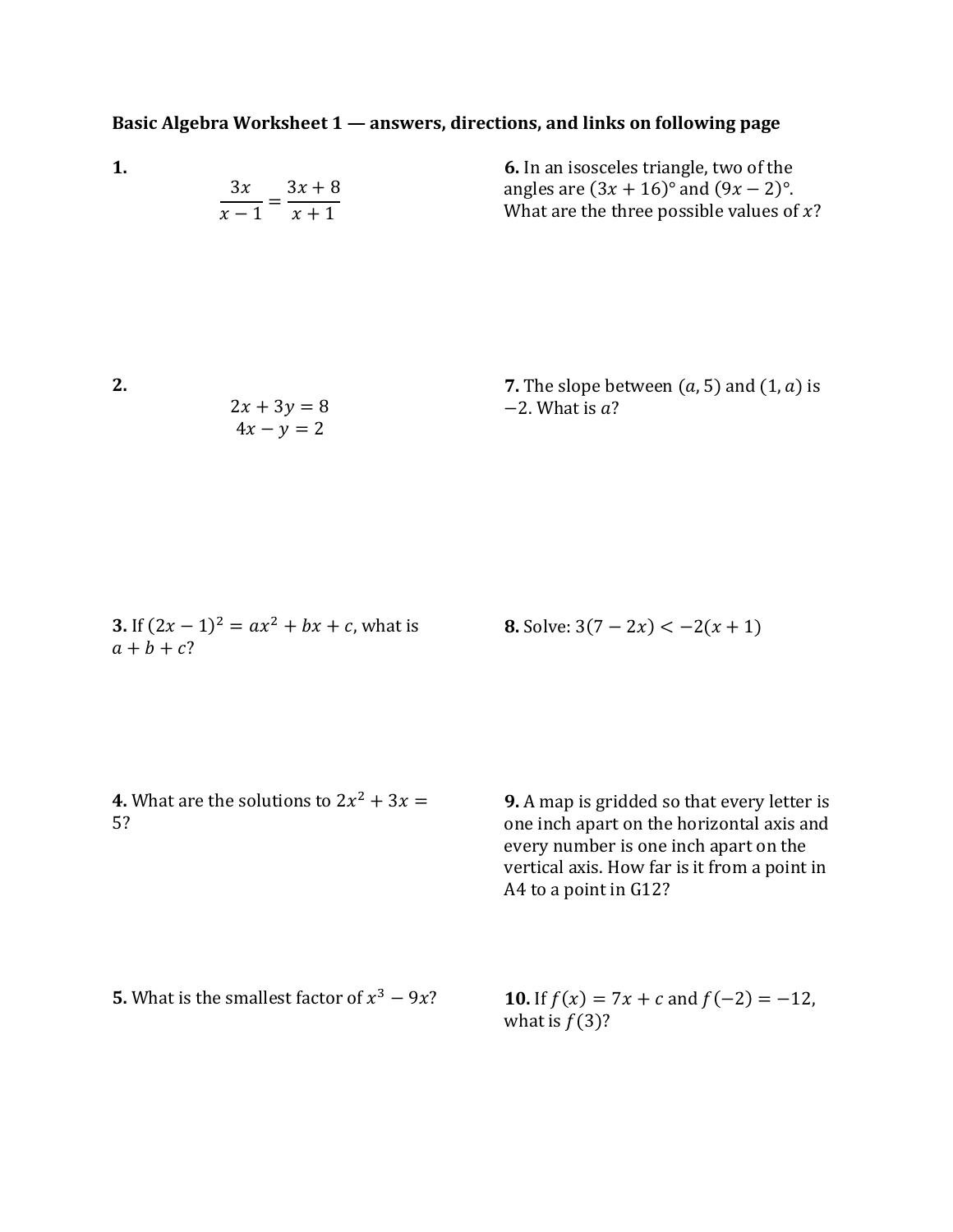**Basic Algebra Worksheet 1 — answers, directions, and links on following page**

**1.**

$$\frac{3x}{x-1} = \frac{3x+8}{x+1}$$

**2.**

$$2x + 3y = 8$$
$$4x - y = 2$$

**3.** If $(2x-1)^2 = ax^2 + bx + c$, what is $a + b + c$?

**4.** What are the solutions to $2x^2 + 3x = 5$?

**5.** What is the smallest factor of $x^3 - 9x$?

**6.** In an isosceles triangle, two of the angles are $(3x + 16)°$ and $(9x - 2)°$. What are the three possible values of $x$?

**7.** The slope between $(a, 5)$ and $(1, a)$ is $-2$. What is $a$?

**8.** Solve: $3(7 - 2x) < -2(x + 1)$

**9.** A map is gridded so that every letter is one inch apart on the horizontal axis and every number is one inch apart on the vertical axis. How far is it from a point in A4 to a point in G12?

**10.** If $f(x) = 7x + c$ and $f(-2) = -12$, what is $f(3)$?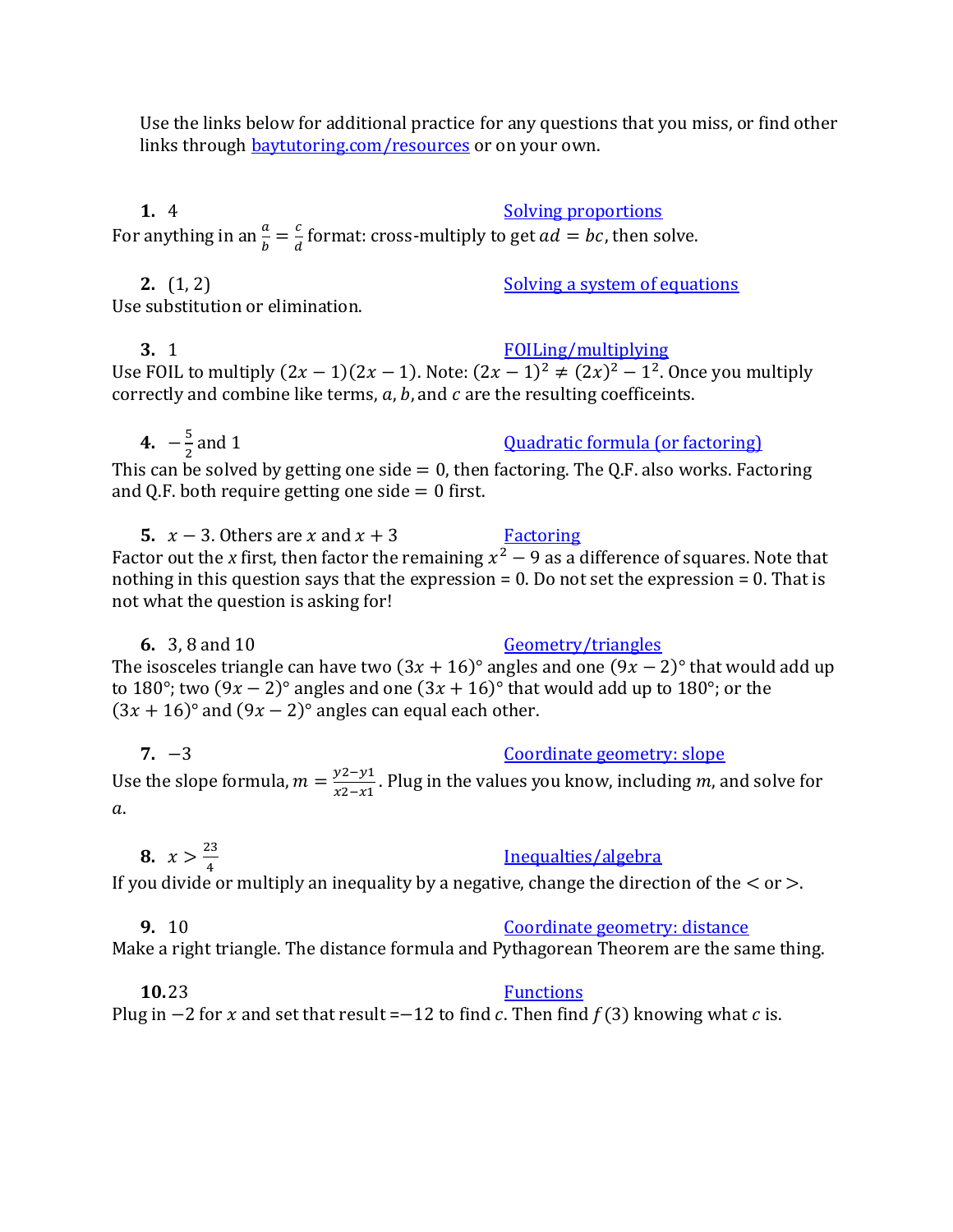Use the links below for additional practice for any questions that you miss, or find other links through baytutoring.com/resources or on your own.

**1.** 4 — Solving proportions

For anything in an $\frac{a}{b} = \frac{c}{d}$ format: cross-multiply to get $ad = bc$, then solve.

**2.** $(1, 2)$ — Solving a system of equations

Use substitution or elimination.

**3.** 1 — FOILing/multiplying

Use FOIL to multiply $(2x - 1)(2x - 1)$. Note: $(2x - 1)^2 \neq (2x)^2 - 1^2$. Once you multiply correctly and combine like terms, $a$, $b$, and $c$ are the resulting coefficeints.

**4.** $-\frac{5}{2}$ and 1 — Quadratic formula (or factoring)

This can be solved by getting one side $= 0$, then factoring. The Q.F. also works. Factoring and Q.F. both require getting one side $= 0$ first.

**5.** $x - 3$. Others are $x$ and $x + 3$ — Factoring

Factor out the $x$ first, then factor the remaining $x^2 - 9$ as a difference of squares. Note that nothing in this question says that the expression = 0. Do not set the expression = 0. That is not what the question is asking for!

**6.** 3, 8 and 10 — Geometry/triangles

The isosceles triangle can have two $(3x + 16)°$ angles and one $(9x - 2)°$ that would add up to $180°$; two $(9x - 2)°$ angles and one $(3x + 16)°$ that would add up to $180°$; or the $(3x + 16)°$ and $(9x - 2)°$ angles can equal each other.

**7.** $-3$ — Coordinate geometry: slope

Use the slope formula, $m = \frac{y2 - y1}{x2 - x1}$. Plug in the values you know, including $m$, and solve for $a$.

**8.** $x > \frac{23}{4}$ — Inequalties/algebra

If you divide or multiply an inequality by a negative, change the direction of the $<$ or $>$.

**9.** 10 — Coordinate geometry: distance

Make a right triangle. The distance formula and Pythagorean Theorem are the same thing.

**10.** 23 — Functions

Plug in $-2$ for $x$ and set that result $= -12$ to find $c$. Then find $f(3)$ knowing what $c$ is.